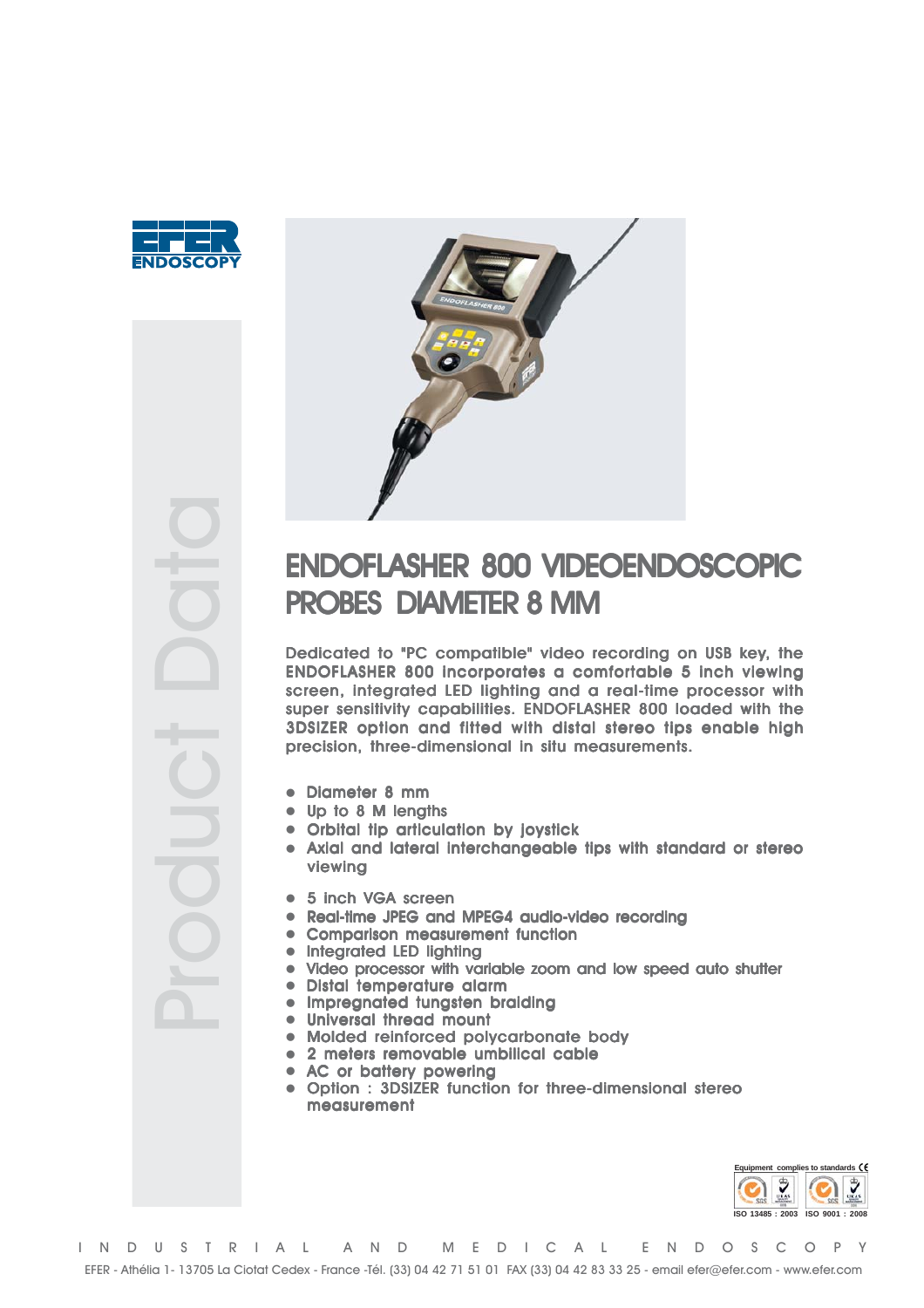EFER ENDOSCOPY

Product Data

# ENDOFLASHER 800 VIDEOENDOSCOPIC PROBES DIAMETER 8 MM

Dedicated to "PC compatible" video recording on USB key, the ENDOFLASHER 800 incorporates a comfortable 5 inch viewing screen, integrated LED lighting and a real-time processor with super sensitivity capabilities. ENDOFLASHER 800 loaded with the 3DSIZER option and fitted with distal stereo tips enable high precision, three-dimensional in situ measurements.

- Diameter 8 mm
- Up to 8 M lengths
- Orbital tip articulation by joystick
- Axial and lateral interchangeable tips with standard or stereo viewing

- 5 inch VGA screen
- Real-time JPEG and MPEG4 audio-video recording
- Comparison measurement function
- Integrated LED lighting
- Video processor with variable zoom and low speed auto shutter
- Distal temperature alarm
- Impregnated tungsten braiding
- Universal thread mount
- Molded reinforced polycarbonate body
- 2 meters removable umbilical cable
- AC or battery powering
- Option : 3DSIZER function for three-dimensional stereo measurement

Equipment complies to standards CE

ISO 13485 : 2003 ISO 9001 : 2008

INDUSTRIAL AND MEDICAL ENDOSCOPY

EFER - Athélia 1- 13705 La Ciotat Cedex - France -Tél. (33) 04 42 71 51 01 FAX (33) 04 42 83 33 25 - email efer@efer.com - www.efer.com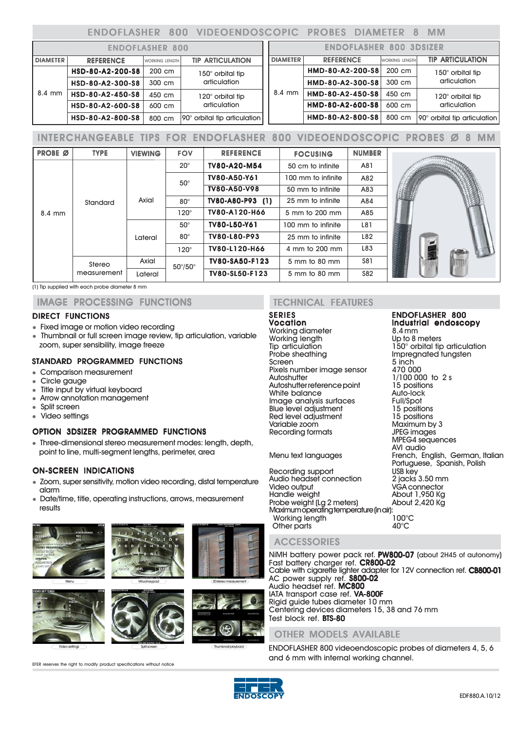# ENDOFLASHER 800 VIDEOENDOSCOPIC PROBES DIAMETER 8 MM

| ENDOFLASHER 800 | | | |
|---|---|---|---|
| DIAMETER | REFERENCE | WORKING LENGTH | TIP ARTICULATION |
| 8.4 mm | HSD-80-A2-200-S8 | 200 cm | 150° orbital tip articulation |
| | HSD-80-A2-300-S8 | 300 cm | |
| | HSD-80-A2-450-S8 | 450 cm | 120° orbital tip articulation |
| | HSD-80-A2-600-S8 | 600 cm | |
| | HSD-80-A2-800-S8 | 800 cm | 90° orbital tip articulation |

| ENDOFLASHER 800 3DSIZER | | | |
|---|---|---|---|
| DIAMETER | REFERENCE | WORKING LENGTH | TIP ARTICULATION |
| 8.4 mm | HMD-80-A2-200-S8 | 200 cm | 150° orbital tip articulation |
| | HMD-80-A2-300-S8 | 300 cm | |
| | HMD-80-A2-450-S8 | 450 cm | 120° orbital tip articulation |
| | HMD-80-A2-600-S8 | 600 cm | |
| | HMD-80-A2-800-S8 | 800 cm | 90° orbital tip articulation |

# INTERCHANGEABLE TIPS FOR ENDOFLASHER 800 VIDEOENDOSCOPIC PROBES Ø 8 MM

| PROBE Ø | TYPE | VIEWING | FOV | REFERENCE | FOCUSING | NUMBER |
|---|---|---|---|---|---|---|
| 8.4 mm | Standard | Axial | 20° | TV80-A20-M54 | 50 cm to infinite | A81 |
| | | | 50° | TV80-A50-Y61 | 100 mm to infinite | A82 |
| | | | | TV80-A50-V98 | 50 mm to infinite | A83 |
| | | | 80° | TV80-A80-P93 (1) | 25 mm to infinite | A84 |
| | | | 120° | TV80-A120-H66 | 5 mm to 200 mm | A85 |
| | | Lateral | 50° | TV80-L50-Y61 | 100 mm to infinite | L81 |
| | | | 80° | TV80-L80-P93 | 25 mm to infinite | L82 |
| | | | 120° | TV80-L120-H66 | 4 mm to 200 mm | L83 |
| | Stereo measurement | Axial | 50°/50° | TV80-SA50-F123 | 5 mm to 80 mm | S81 |
| | | Lateral | | TV80-SL50-F123 | 5 mm to 80 mm | S82 |

(1) Tip supplied with each probe diameter 8 mm

## IMAGE PROCESSING FUNCTIONS

### DIRECT FUNCTIONS

- Fixed image or motion video recording
- Thumbnail or full screen image review, tip articulation, variable zoom, super sensibility, image freeze

### STANDARD PROGRAMMED FUNCTIONS

- Comparison measurement
- Circle gauge
- Title input by virtual keyboard
- Arrow annotation management
- Split screen
- Video settings

### OPTION 3DSIZER PROGRAMMED FUNCTIONS

- Three-dimensional stereo measurement modes: length, depth, point to line, multi-segment lengths, perimeter, area

### ON-SCREEN INDICATIONS

- Zoom, super sensitivity, motion video recording, distal temperature alarm
- Date/time, title, operating instructions, arrows, measurement results

Menu

Virtual keypad

3D stereo measurement

Video settings

Split screen

Thumbnail playback

EFER reserves the right to modify product specifications without notice

## TECHNICAL FEATURES

| | |
|---|---|
| **SERIES** | **ENDOFLASHER 800** |
| **Vocation** | **Industrial endoscopy** |
| Working diameter | 8.4 mm |
| Working length | Up to 8 meters |
| Tip articulation | 150° orbital tip articulation |
| Probe sheathing | Impregnated tungsten |
| Screen | 5 inch |
| Pixels number image sensor | 470 000 |
| Autoshutter | 1/100 000 to 2 s |
| Autoshutter reference point | 15 positions |
| White balance | Auto-lock |
| Image analysis surfaces | Full/Spot |
| Blue level adjustment | 15 positions |
| Red level adjustment | 15 positions |
| Variable zoom | Maximum by 3 |
| Recording formats | JPEG images<br>MPEG4 sequences<br>AVI audio |
| Menu text languages | French, English, German, Italian Portuguese, Spanish, Polish |
| Recording support | USB key |
| Audio headset connection | 2 jacks 3.50 mm |
| Video output | VGA connector |
| Handle weight | About 1,950 Kg |
| Probe weight (Lg 2 meters) | About 2,420 Kg |
| Maximum operating temperature (in air): | |
| Working length | 100°C |
| Other parts | 40°C |

## ACCESSORIES

NiMH battery power pack ref. **PW800-07** (about 2H45 of autonomy)
Fast battery charger ref. **CR800-02**
Cable with cigarette lighter adapter for 12V connection ref. **CB800-01**
AC power supply ref. **S800-02**
Audio headset ref. **MC800**
IATA transport case ref. **VA-800F**
Rigid guide tubes diameter 10 mm
Centering devices diameters 15, 38 and 76 mm
Test block ref. **BTS-80**

## OTHER MODELS AVAILABLE

ENDOFLASHER 800 videoendoscopic probes of diameters 4, 5, 6 and 6 mm with internal working channel.

EFER ENDOSCOPY

EDF880.A.10/12